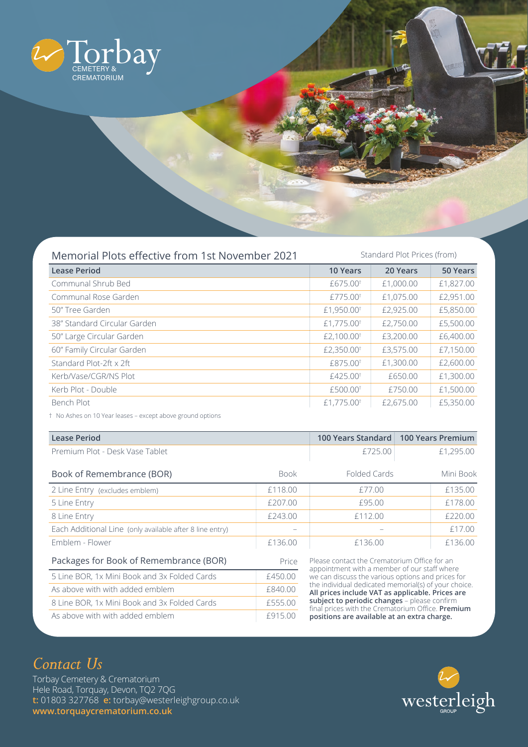Torbay CEMETERY & CREMATORIUM

## Memorial Plots effective from 1st November 2021

Standard Plot Prices (from)

| Lease Period | 10 Years | 20 Years | 50 Years |
|---|---|---|---|
| Communal Shrub Bed | £675.00† | £1,000.00 | £1,827.00 |
| Communal Rose Garden | £775.00† | £1,075.00 | £2,951.00 |
| 50" Tree Garden | £1,950.00† | £2,925.00 | £5,850.00 |
| 38" Standard Circular Garden | £1,775.00† | £2,750.00 | £5,500.00 |
| 50" Large Circular Garden | £2,100.00† | £3,200.00 | £6,400.00 |
| 60" Family Circular Garden | £2,350.00† | £3,575.00 | £7,150.00 |
| Standard Plot-2ft x 2ft | £875.00† | £1,300.00 | £2,600.00 |
| Kerb/Vase/CGR/NS Plot | £425.00† | £650.00 | £1,300.00 |
| Kerb Plot - Double | £500.00† | £750.00 | £1,500.00 |
| Bench Plot | £1,775.00† | £2,675.00 | £5,350.00 |

† No Ashes on 10 Year leases – except above ground options

| Lease Period | 100 Years Standard | 100 Years Premium |
|---|---|---|
| Premium Plot - Desk Vase Tablet | £725.00 | £1,295.00 |

## Book of Remembrance (BOR)

| Book of Remembrance (BOR) | Book | Folded Cards | Mini Book |
|---|---|---|---|
| 2 Line Entry (excludes emblem) | £118.00 | £77.00 | £135.00 |
| 5 Line Entry | £207.00 | £95.00 | £178.00 |
| 8 Line Entry | £243.00 | £112.00 | £220.00 |
| Each Additional Line (only available after 8 line entry) | – | – | £17.00 |
| Emblem - Flower | £136.00 | £136.00 | £136.00 |

## Packages for Book of Remembrance (BOR)

| Packages for Book of Remembrance (BOR) | Price |
|---|---|
| 5 Line BOR, 1x Mini Book and 3x Folded Cards | £450.00 |
| As above with with added emblem | £840.00 |
| 8 Line BOR, 1x Mini Book and 3x Folded Cards | £555.00 |
| As above with with added emblem | £915.00 |

Please contact the Crematorium Office for an appointment with a member of our staff where we can discuss the various options and prices for the individual dedicated memorial(s) of your choice. **All prices include VAT as applicable. Prices are subject to periodic changes** – please confirm final prices with the Crematorium Office. **Premium positions are available at an extra charge.**

## *Contact Us*

Torbay Cemetery & Crematorium
Hele Road, Torquay, Devon, TQ2 7QG
**t:** 01803 327768 **e:** torbay@westerleighgroup.co.uk
**www.torquaycrematorium.co.uk**

westerleigh GROUP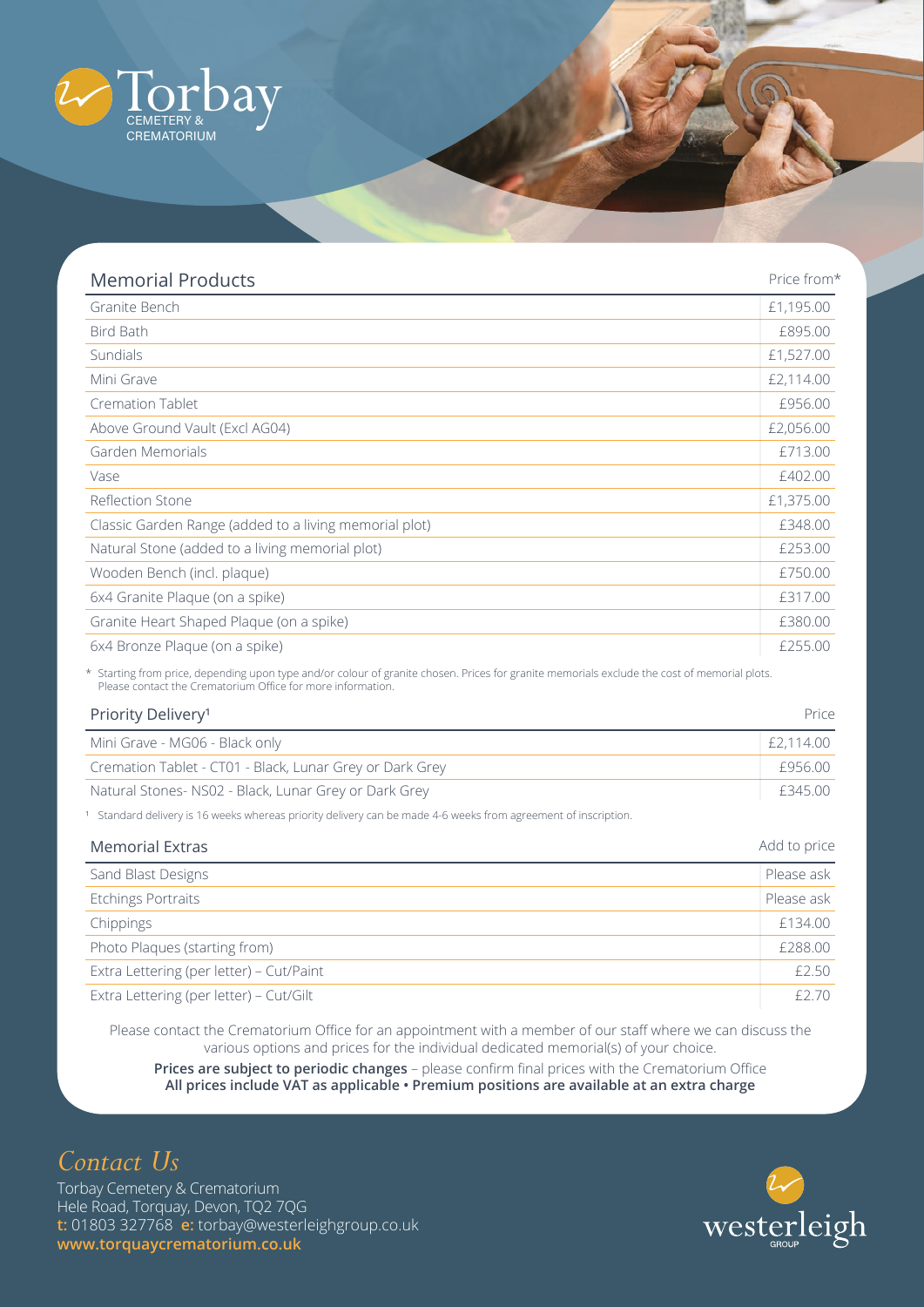Torbay CEMETERY & CREMATORIUM

| Memorial Products | Price from* |
| --- | --- |
| Granite Bench | £1,195.00 |
| Bird Bath | £895.00 |
| Sundials | £1,527.00 |
| Mini Grave | £2,114.00 |
| Cremation Tablet | £956.00 |
| Above Ground Vault (Excl AG04) | £2,056.00 |
| Garden Memorials | £713.00 |
| Vase | £402.00 |
| Reflection Stone | £1,375.00 |
| Classic Garden Range (added to a living memorial plot) | £348.00 |
| Natural Stone (added to a living memorial plot) | £253.00 |
| Wooden Bench (incl. plaque) | £750.00 |
| 6x4 Granite Plaque (on a spike) | £317.00 |
| Granite Heart Shaped Plaque (on a spike) | £380.00 |
| 6x4 Bronze Plaque (on a spike) | £255.00 |

* Starting from price, depending upon type and/or colour of granite chosen. Prices for granite memorials exclude the cost of memorial plots. Please contact the Crematorium Office for more information.

| Priority Delivery[1] | Price |
| --- | --- |
| Mini Grave - MG06 - Black only | £2,114.00 |
| Cremation Tablet - CT01 - Black, Lunar Grey or Dark Grey | £956.00 |
| Natural Stones- NS02 - Black, Lunar Grey or Dark Grey | £345.00 |

[1] Standard delivery is 16 weeks whereas priority delivery can be made 4-6 weeks from agreement of inscription.

| Memorial Extras | Add to price |
| --- | --- |
| Sand Blast Designs | Please ask |
| Etchings Portraits | Please ask |
| Chippings | £134.00 |
| Photo Plaques (starting from) | £288.00 |
| Extra Lettering (per letter) – Cut/Paint | £2.50 |
| Extra Lettering (per letter) – Cut/Gilt | £2.70 |

Please contact the Crematorium Office for an appointment with a member of our staff where we can discuss the various options and prices for the individual dedicated memorial(s) of your choice.

**Prices are subject to periodic changes** – please confirm final prices with the Crematorium Office
**All prices include VAT as applicable • Premium positions are available at an extra charge**

## *Contact Us*

Torbay Cemetery & Crematorium
Hele Road, Torquay, Devon, TQ2 7QG
**t:** 01803 327768 **e:** torbay@westerleighgroup.co.uk
**www.torquaycrematorium.co.uk**

westerleigh GROUP